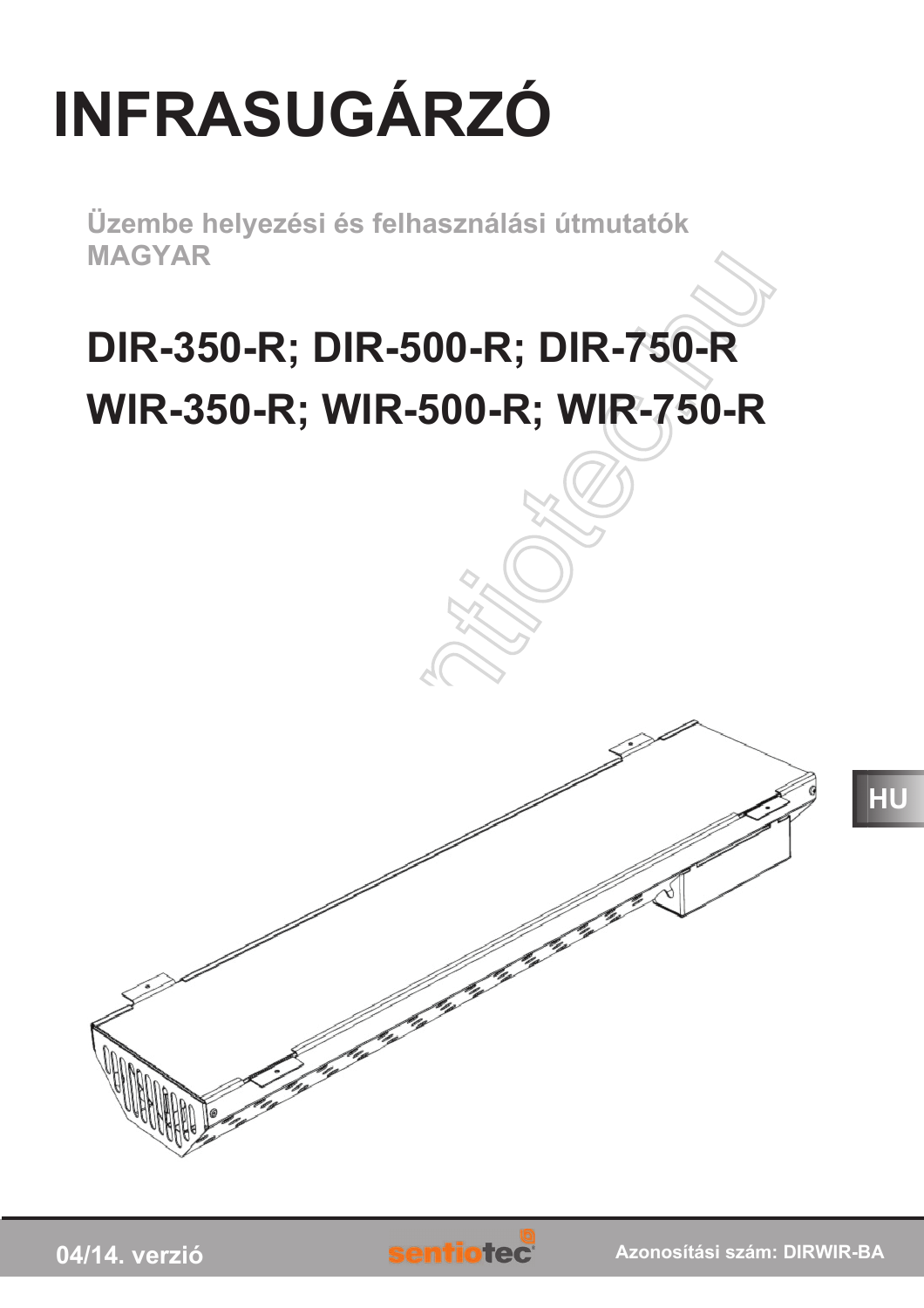# INFRASUGÁRZÓ

**Üzembe helyezési és felhasználási útmutatók**
**MAGYAR**

## DIR-350-R; DIR-500-R; DIR-750-R
## WIR-350-R; WIR-500-R; WIR-750-R

HU

04/14. verzió

sentiotec

Azonosítási szám: DIRWIR-BA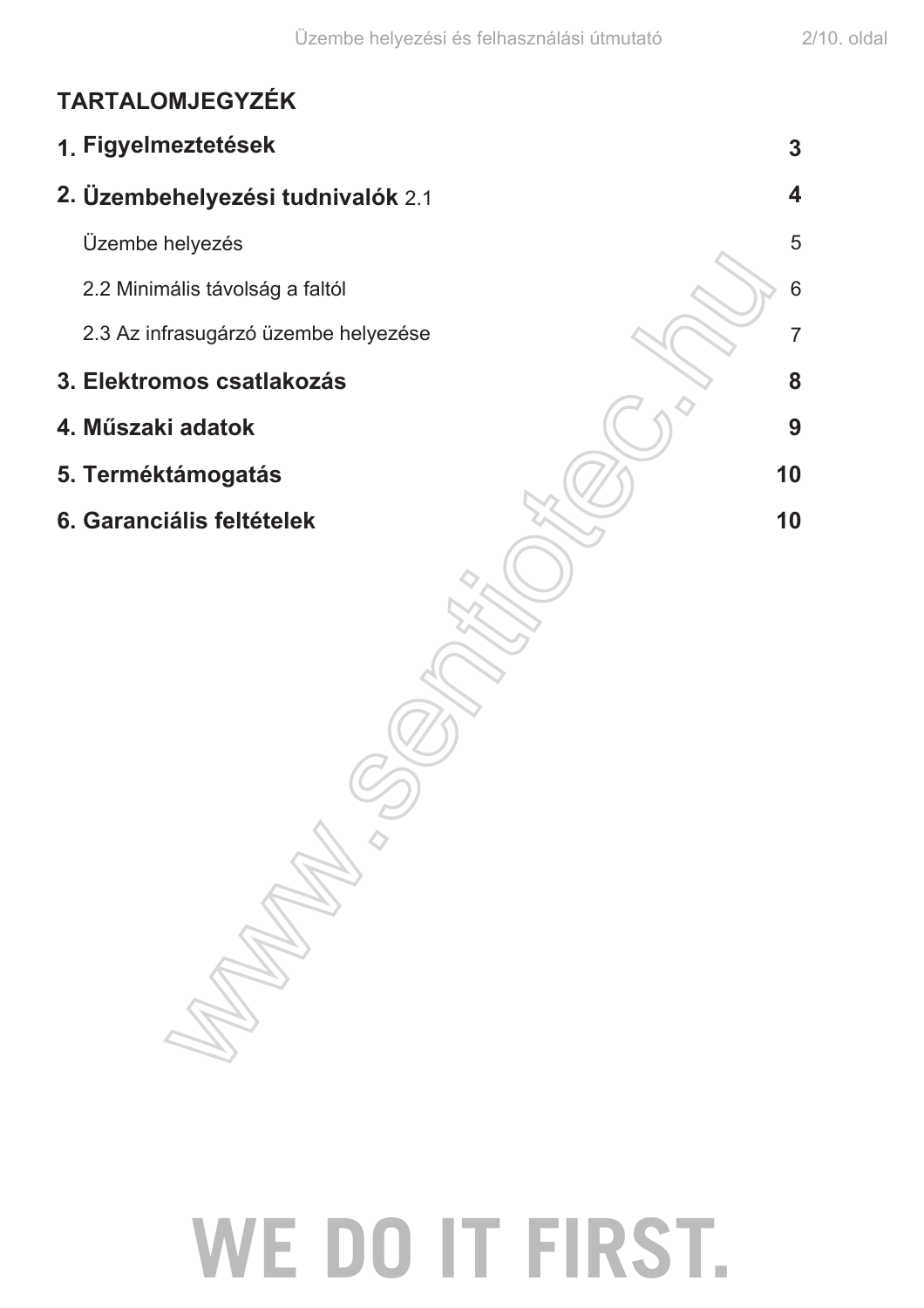## TARTALOMJEGYZÉK

| | |
|---|---|
| **1. Figyelmeztetések** | **3** |
| **2. Üzembehelyezési tudnivalók** 2.1 | **4** |
| Üzembe helyezés | 5 |
| 2.2 Minimális távolság a faltól | 6 |
| 2.3 Az infrasugárzó üzembe helyezése | 7 |
| **3. Elektromos csatlakozás** | **8** |
| **4. Műszaki adatok** | **9** |
| **5. Terméktámogatás** | **10** |
| **6. Garanciális feltételek** | **10** |

WE DO IT FIRST.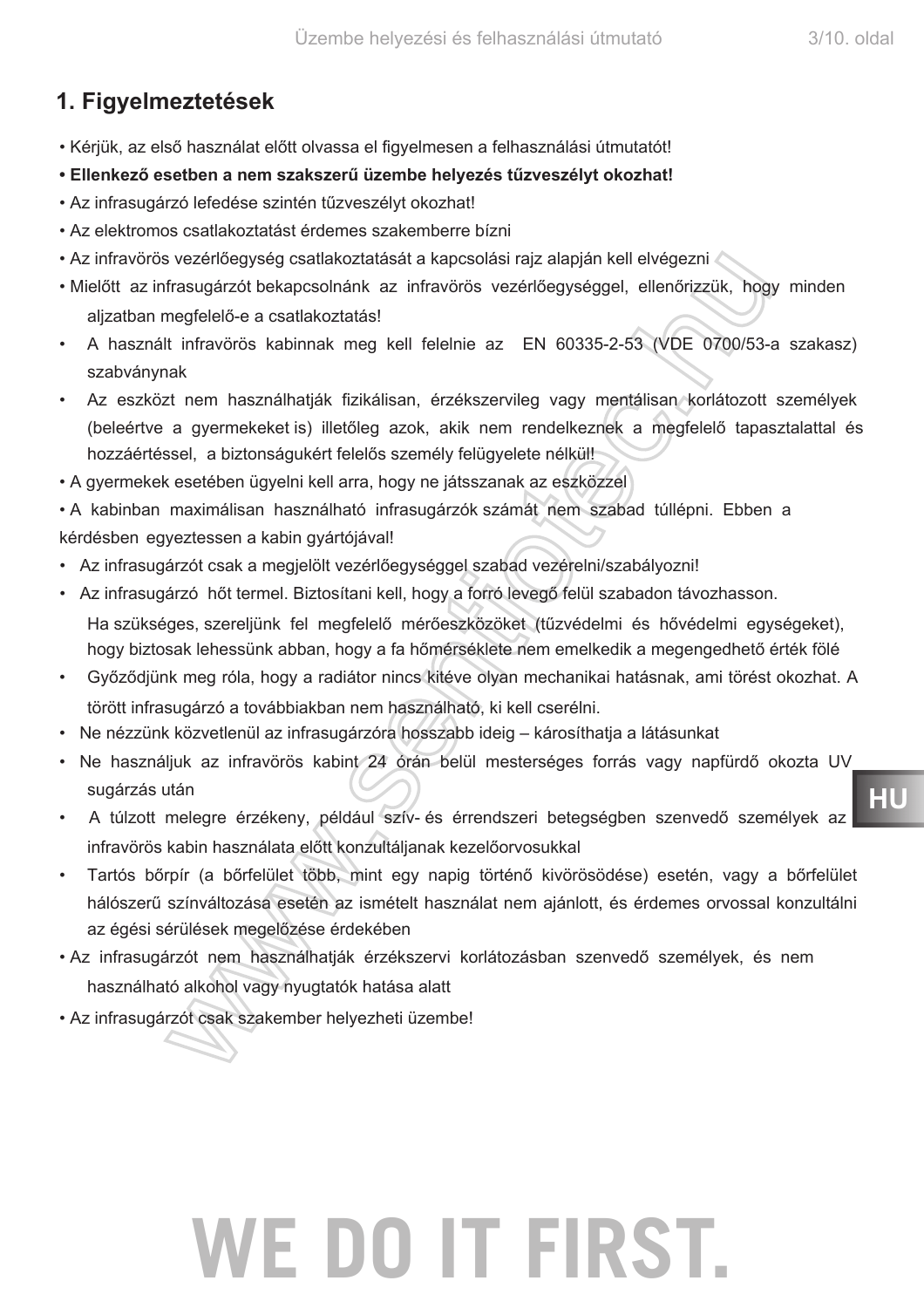## 1. Figyelmeztetések

- Kérjük, az első használat előtt olvassa el figyelmesen a felhasználási útmutatót!
- **Ellenkező esetben a nem szakszerű üzembe helyezés tűzveszélyt okozhat!**
- Az infrasugárzó lefedése szintén tűzveszélyt okozhat!
- Az elektromos csatlakoztatást érdemes szakemberre bízni
- Az infravörös vezérlőegység csatlakoztatását a kapcsolási rajz alapján kell elvégezni
- Mielőtt az infrasugárzót bekapcsolnánk az infravörös vezérlőegységgel, ellenőrizzük, hogy minden aljzatban megfelelő-e a csatlakoztatás!
- A használt infravörös kabinnak meg kell felelnie az EN 60335-2-53 (VDE 0700/53-a szakasz) szabványnak
- Az eszközt nem használhatják fizikálisan, érzékszervileg vagy mentálisan korlátozott személyek (beleértve a gyermekeket is) illetőleg azok, akik nem rendelkeznek a megfelelő tapasztalattal és hozzáértéssel, a biztonságukért felelős személy felügyelete nélkül!
- A gyermekek esetében ügyelni kell arra, hogy ne játsszanak az eszközzel
- A kabinban maximálisan használható infrasugárzók számát nem szabad túllépni. Ebben a kérdésben egyeztessen a kabin gyártójával!
- Az infrasugárzót csak a megjelölt vezérlőegységgel szabad vezérelni/szabályozni!
- Az infrasugárzó hőt termel. Biztosítani kell, hogy a forró levegő felül szabadon távozhasson. Ha szükséges, szereljünk fel megfelelő mérőeszközöket (tűzvédelmi és hővédelmi egységeket), hogy biztosak lehessünk abban, hogy a fa hőmérséklete nem emelkedik a megengedhető érték fölé
- Győződjünk meg róla, hogy a radiátor nincs kitéve olyan mechanikai hatásnak, ami törést okozhat. A törött infrasugárzó a továbbiakban nem használható, ki kell cserélni.
- Ne nézzünk közvetlenül az infrasugárzóra hosszabb ideig – károsíthatja a látásunkat
- Ne használjuk az infravörös kabint 24 órán belül mesterséges forrás vagy napfürdő okozta UV sugárzás után
- A túlzott melegre érzékeny, például szív- és érrendszeri betegségben szenvedő személyek az infravörös kabin használata előtt konzultáljanak kezelőorvosukkal
- Tartós bőrpír (a bőrfelület több, mint egy napig történő kivörösödése) esetén, vagy a bőrfelület hálószerű színváltozása esetén az ismételt használat nem ajánlott, és érdemes orvossal konzultálni az égési sérülések megelőzése érdekében
- Az infrasugárzót nem használhatják érzékszervi korlátozásban szenvedő személyek, és nem használható alkohol vagy nyugtatók hatása alatt
- Az infrasugárzót csak szakember helyezheti üzembe!

WE DO IT FIRST.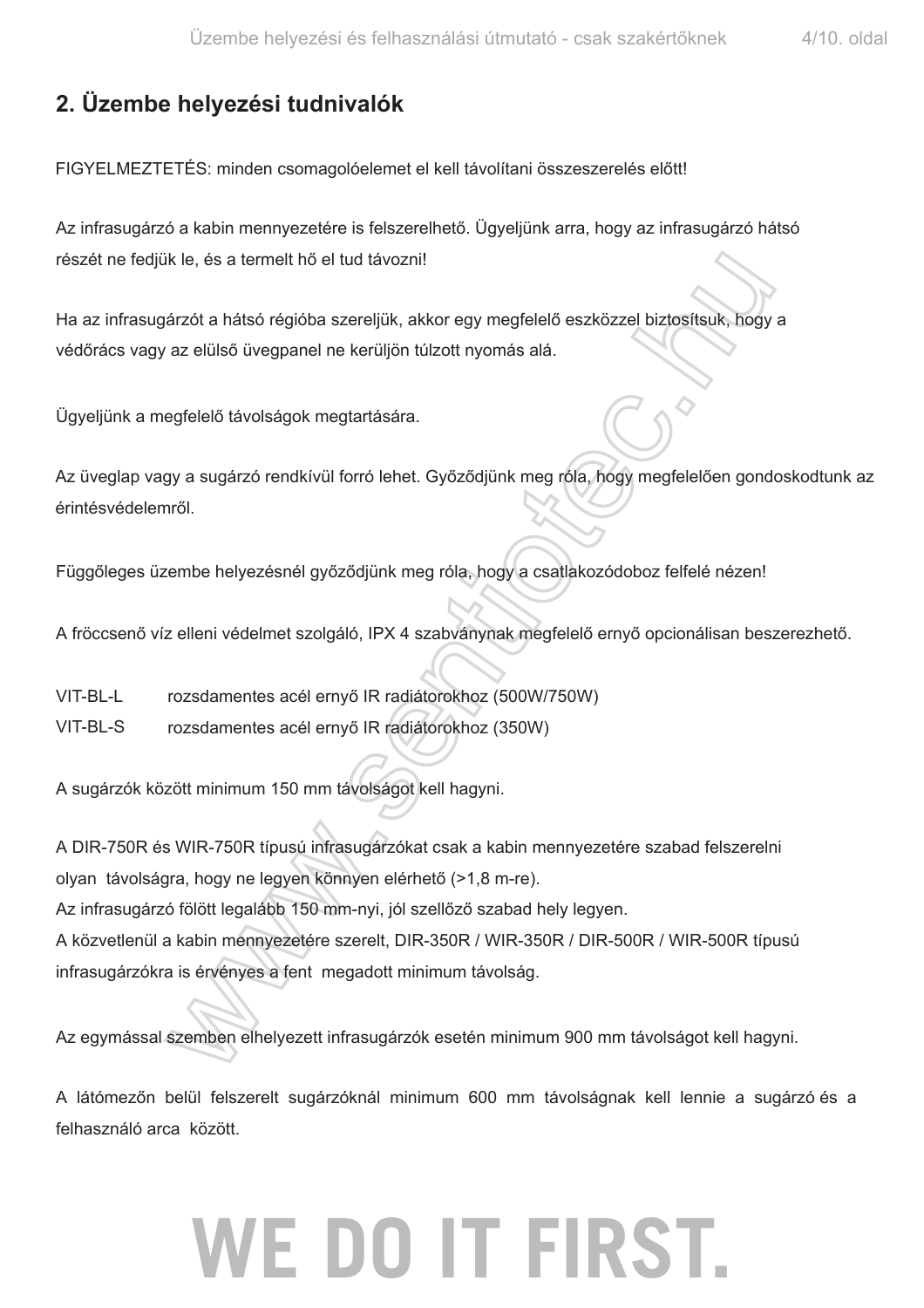## 2. Üzembe helyezési tudnivalók

FIGYELMEZTETÉS: minden csomagolóelemet el kell távolítani összeszerelés előtt!

Az infrasugárzó a kabin mennyezetére is felszerelhető. Ügyeljünk arra, hogy az infrasugárzó hátsó részét ne fedjük le, és a termelt hő el tud távozni!

Ha az infrasugárzót a hátsó régióba szereljük, akkor egy megfelelő eszközzel biztosítsuk, hogy a védőrács vagy az elülső üvegpanel ne kerüljön túlzott nyomás alá.

Ügyeljünk a megfelelő távolságok megtartására.

Az üveglap vagy a sugárzó rendkívül forró lehet. Győződjünk meg róla, hogy megfelelően gondoskodtunk az érintésvédelemről.

Függőleges üzembe helyezésnél győződjünk meg róla, hogy a csatlakozódoboz felfelé nézen!

A fröccsenő víz elleni védelmet szolgáló, IPX 4 szabványnak megfelelő ernyő opcionálisan beszerezhető.

VIT-BL-L rozsdamentes acél ernyő IR radiátorokhoz (500W/750W)
VIT-BL-S rozsdamentes acél ernyő IR radiátorokhoz (350W)

A sugárzók között minimum 150 mm távolságot kell hagyni.

A DIR-750R és WIR-750R típusú infrasugárzókat csak a kabin mennyezetére szabad felszerelni olyan távolságra, hogy ne legyen könnyen elérhető (>1,8 m-re).
Az infrasugárzó fölött legalább 150 mm-nyi, jól szellőző szabad hely legyen.
A közvetlenül a kabin mennyezetére szerelt, DIR-350R / WIR-350R / DIR-500R / WIR-500R típusú infrasugárzókra is érvényes a fent megadott minimum távolság.

Az egymással szemben elhelyezett infrasugárzók esetén minimum 900 mm távolságot kell hagyni.

A látómezőn belül felszerelt sugárzóknál minimum 600 mm távolságnak kell lennie a sugárzó és a felhasználó arca között.

WE DO IT FIRST.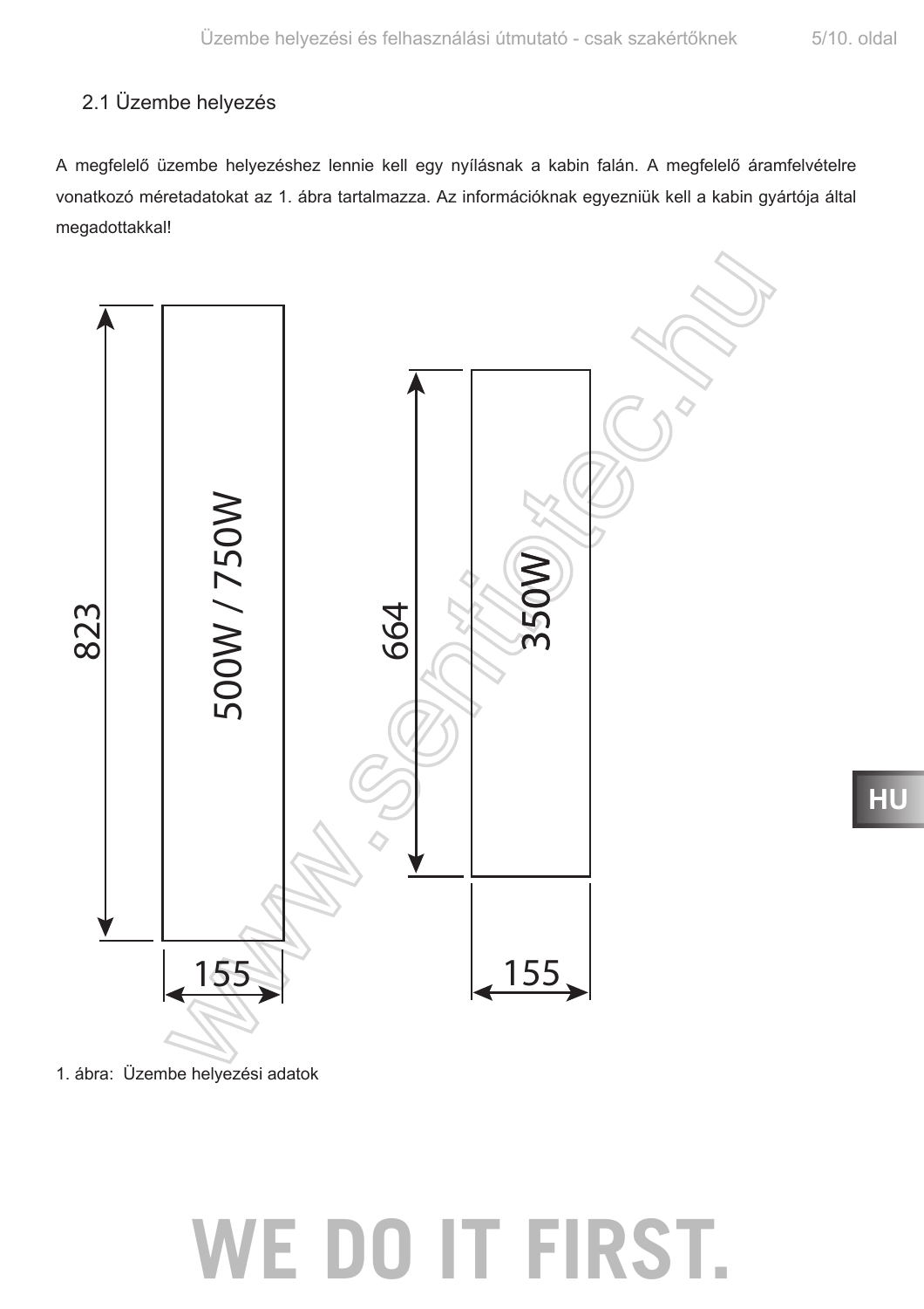## 2.1 Üzembe helyezés

A megfelelő üzembe helyezéshez lennie kell egy nyílásnak a kabin falán. A megfelelő áramfelvételre vonatkozó méretadatokat az 1. ábra tartalmazza. Az információknak egyezniük kell a kabin gyártója által megadottakkal!

1. ábra: Üzembe helyezési adatok

WE DO IT FIRST.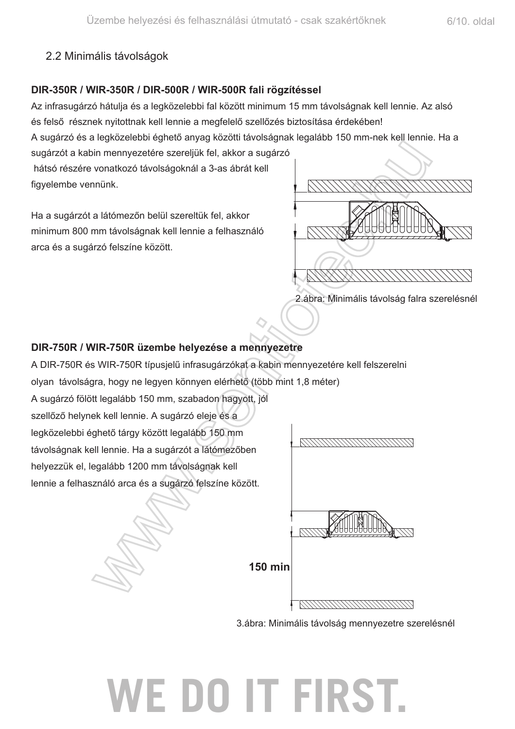## 2.2 Minimális távolságok

**DIR-350R / WIR-350R / DIR-500R / WIR-500R fali rögzítéssel**

Az infrasugárzó hátulja és a legközelebbi fal között minimum 15 mm távolságnak kell lennie. Az alsó és felső részneknek nyitottnak kell lennie a megfelelő szellőzés biztosítása érdekében!

A sugárzó és a legközelebbi éghető anyag közötti távolságnak legalább 150 mm-nek kell lennie. Ha a sugárzót a kabin mennyezetére szereljük fel, akkor a sugárzó hátsó részére vonatkozó távolságoknál a 3-as ábrát kell figyelembe vennünk.

Ha a sugárzót a látómezőn belül szereltük fel, akkor minimum 800 mm távolságnak kell lennie a felhasználó arca és a sugárzó felszíne között.

2.ábra: Minimális távolság falra szerelésnél

**DIR-750R / WIR-750R üzembe helyezése a mennyezetre**

A DIR-750R és WIR-750R típusjelű infrasugárzókat a kabin mennyezetére kell felszerelni olyan távolságra, hogy ne legyen könnyen elérhető (több mint 1,8 méter)

A sugárzó fölött legalább 150 mm, szabadon hagyott, jól szellőző helynek kell lennie. A sugárzó eleje és a legközelebbi éghető tárgy között legalább 150 mm távolságnak kell lennie. Ha a sugárzót a látómezőben helyezzük el, legalább 1200 mm távolságnak kell lennie a felhasználó arca és a sugárzó felszíne között.

150 min

3.ábra: Minimális távolság mennyezetre szerelésnél

WE DO IT FIRST.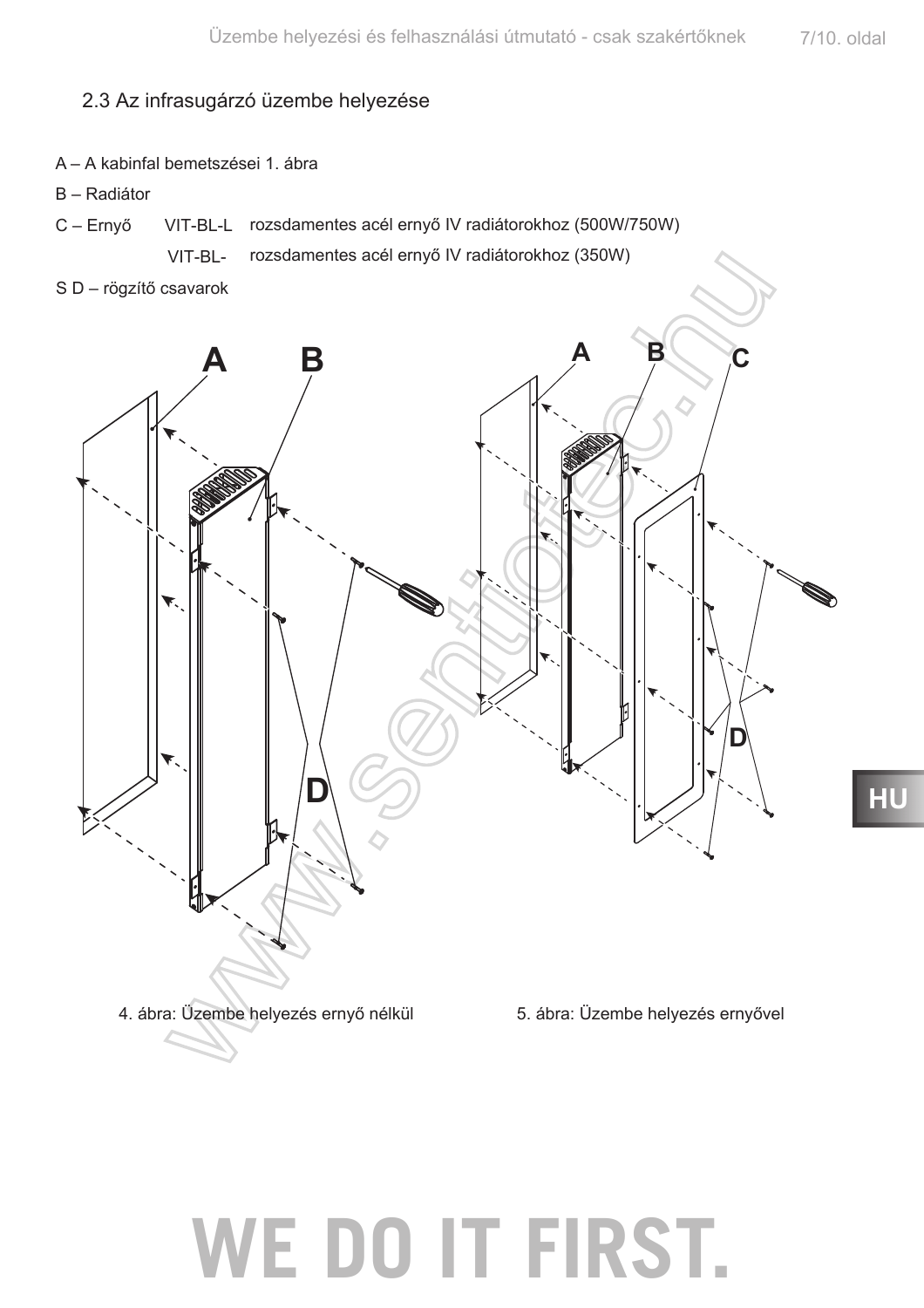## 2.3 Az infrasugárzó üzembe helyezése

A – A kabinfal bemetszései 1. ábra

B – Radiátor

C – Ernyő VIT-BL-L rozsdamentes acél ernyő IV radiátorokhoz (500W/750W)

VIT-BL- rozsdamentes acél ernyő IV radiátorokhoz (350W)

S D – rögzítő csavarok

4. ábra: Üzembe helyezés ernyő nélkül

5. ábra: Üzembe helyezés ernyővel

HU

WE DO IT FIRST.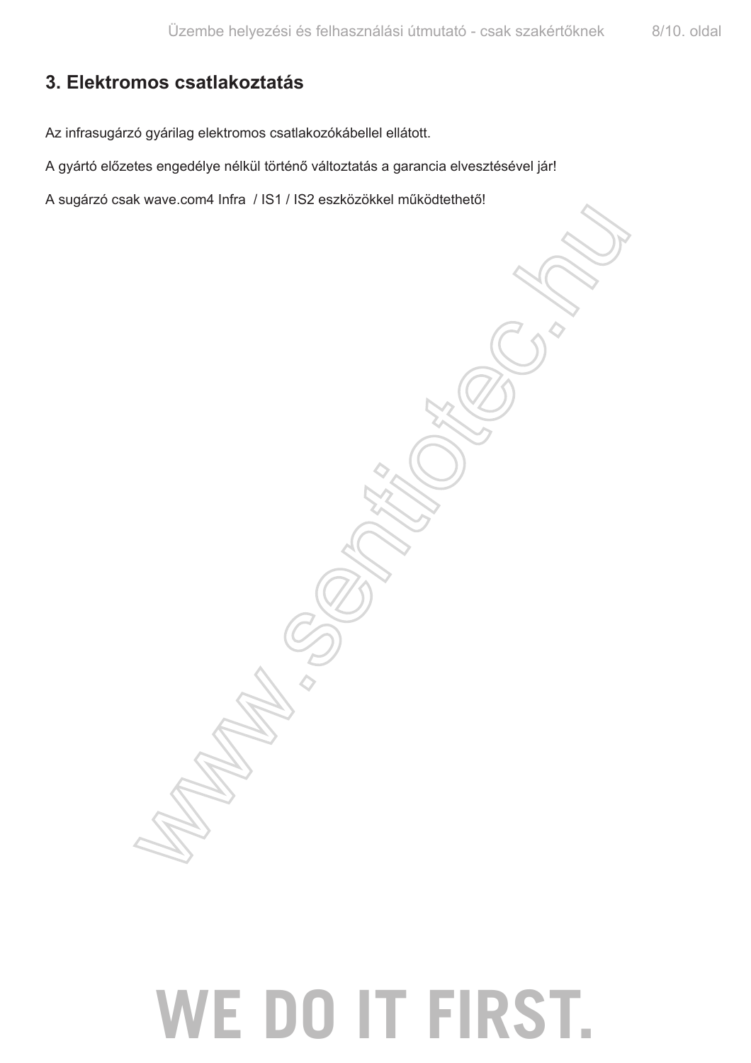## 3. Elektromos csatlakoztatás

Az infrasugárzó gyárilag elektromos csatlakozókábellel ellátott.

A gyártó előzetes engedélye nélkül történő változtatás a garancia elvesztésével jár!

A sugárzó csak wave.com4 Infra / IS1 / IS2 eszközökkel működtethető!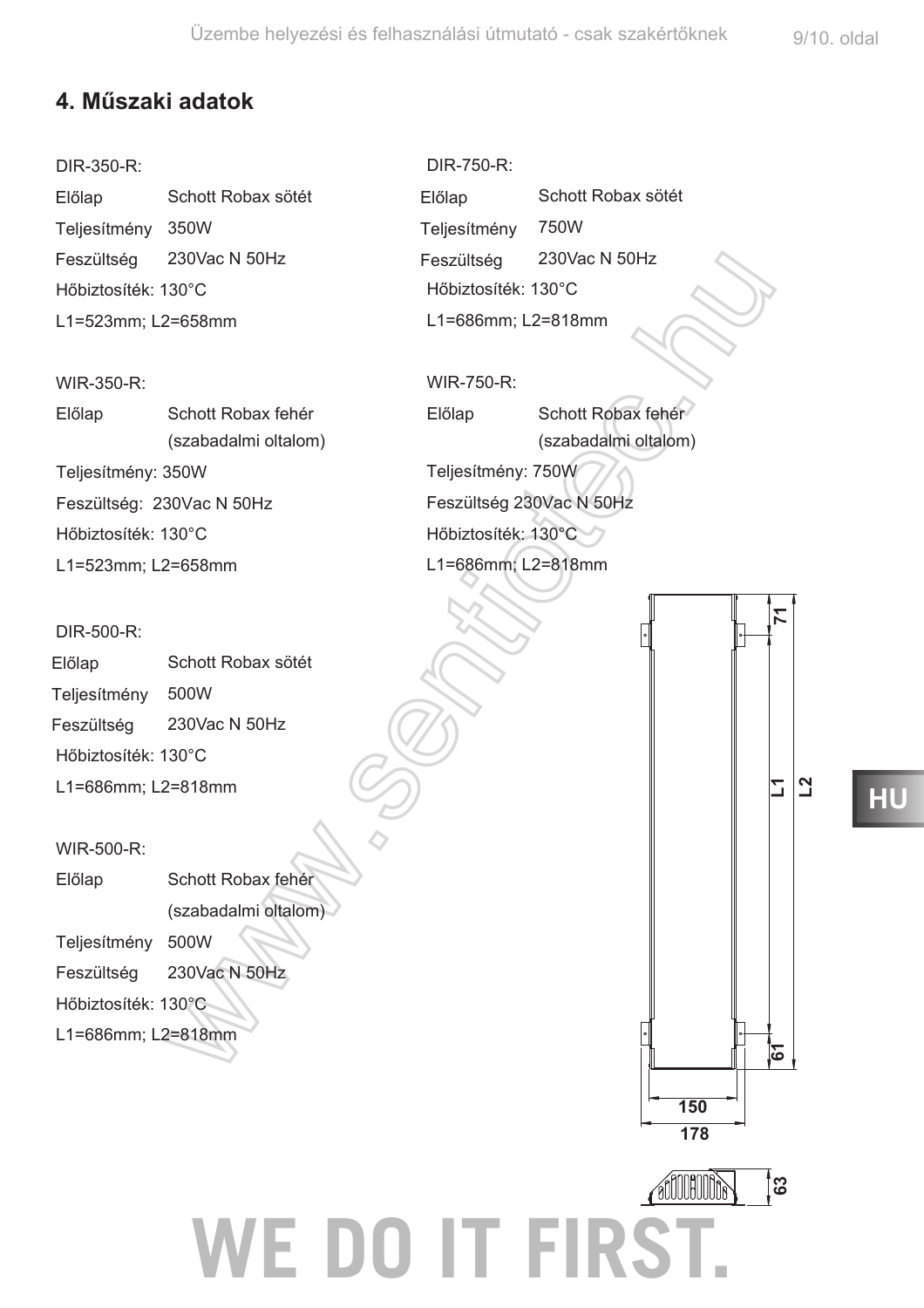## 4. Műszaki adatok

DIR-350-R:

| | |
|---|---|
| Előlap | Schott Robax sötét |
| Teljesítmény | 350W |
| Feszültség | 230Vac N 50Hz |

Hőbiztosíték: 130°C

L1=523mm; L2=658mm

WIR-350-R:

| | |
|---|---|
| Előlap | Schott Robax fehér (szabadalmi oltalom) |

Teljesítmény: 350W

Feszültség: 230Vac N 50Hz

Hőbiztosíték: 130°C

L1=523mm; L2=658mm

DIR-500-R:

| | |
|---|---|
| Előlap | Schott Robax sötét |
| Teljesítmény | 500W |
| Feszültség | 230Vac N 50Hz |

Hőbiztosíték: 130°C

L1=686mm; L2=818mm

WIR-500-R:

| | |
|---|---|
| Előlap | Schott Robax fehér (szabadalmi oltalom) |
| Teljesítmény | 500W |
| Feszültség | 230Vac N 50Hz |

Hőbiztosíték: 130°C

L1=686mm; L2=818mm

DIR-750-R:

| | |
|---|---|
| Előlap | Schott Robax sötét |
| Teljesítmény | 750W |
| Feszültség | 230Vac N 50Hz |

Hőbiztosíték: 130°C

L1=686mm; L2=818mm

WIR-750-R:

| | |
|---|---|
| Előlap | Schott Robax fehér (szabadalmi oltalom) |

Teljesítmény: 750W

Feszültség 230Vac N 50Hz

Hőbiztosíték: 130°C

L1=686mm; L2=818mm

71 | L1 | L2 | 61 | 150 | 178 | 63

WE DO IT FIRST.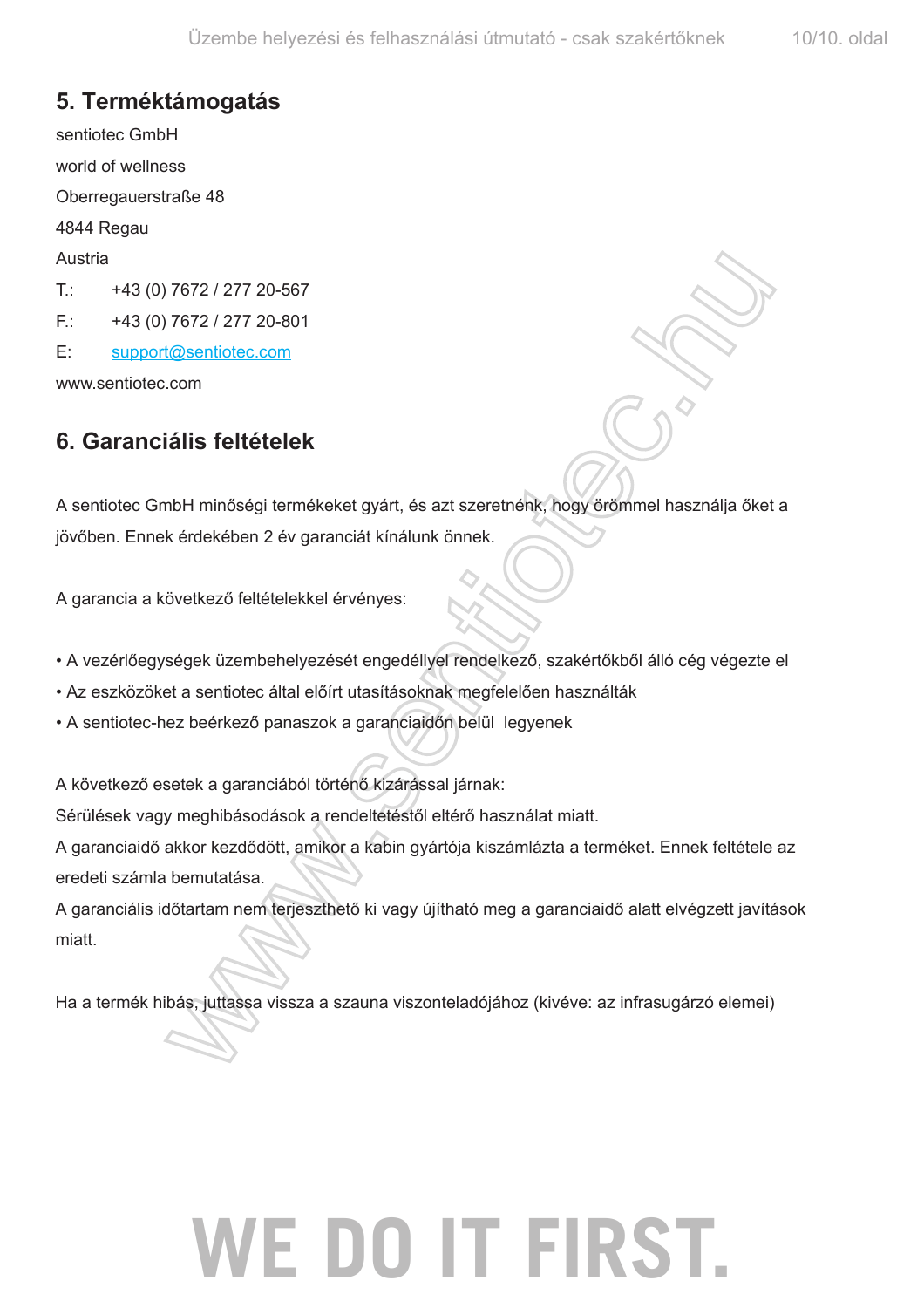## 5. Terméktámogatás

sentiotec GmbH

world of wellness

Oberregauerstraße 48

4844 Regau

Austria

T.: +43 (0) 7672 / 277 20-567

F.: +43 (0) 7672 / 277 20-801

E: support@sentiotec.com

www.sentiotec.com

## 6. Garanciális feltételek

A sentiotec GmbH minőségi termékeket gyárt, és azt szeretnénk, hogy örömmel használja őket a jövőben. Ennek érdekében 2 év garanciát kínálunk önnek.

A garancia a következő feltételekkel érvényes:

- A vezérlőegységek üzembehelyezését engedéllyel rendelkező, szakértőkből álló cég végezte el
- Az eszközöket a sentiotec által előírt utasításoknak megfelelően használták
- A sentiotec-hez beérkező panaszok a garanciaidőn belül legyenek

A következő esetek a garanciából történő kizárással járnak:
Sérülések vagy meghibásodások a rendeltetéstől eltérő használat miatt.
A garanciaidő akkor kezdődött, amikor a kabin gyártója kiszámlázta a terméket. Ennek feltétele az eredeti számla bemutatása.
A garanciális időtartam nem terjeszthető ki vagy újítható meg a garanciaidő alatt elvégzett javítások miatt.

Ha a termék hibás, juttassa vissza a szauna viszonteladójához (kivéve: az infrasugárzó elemei)

WE DO IT FIRST.